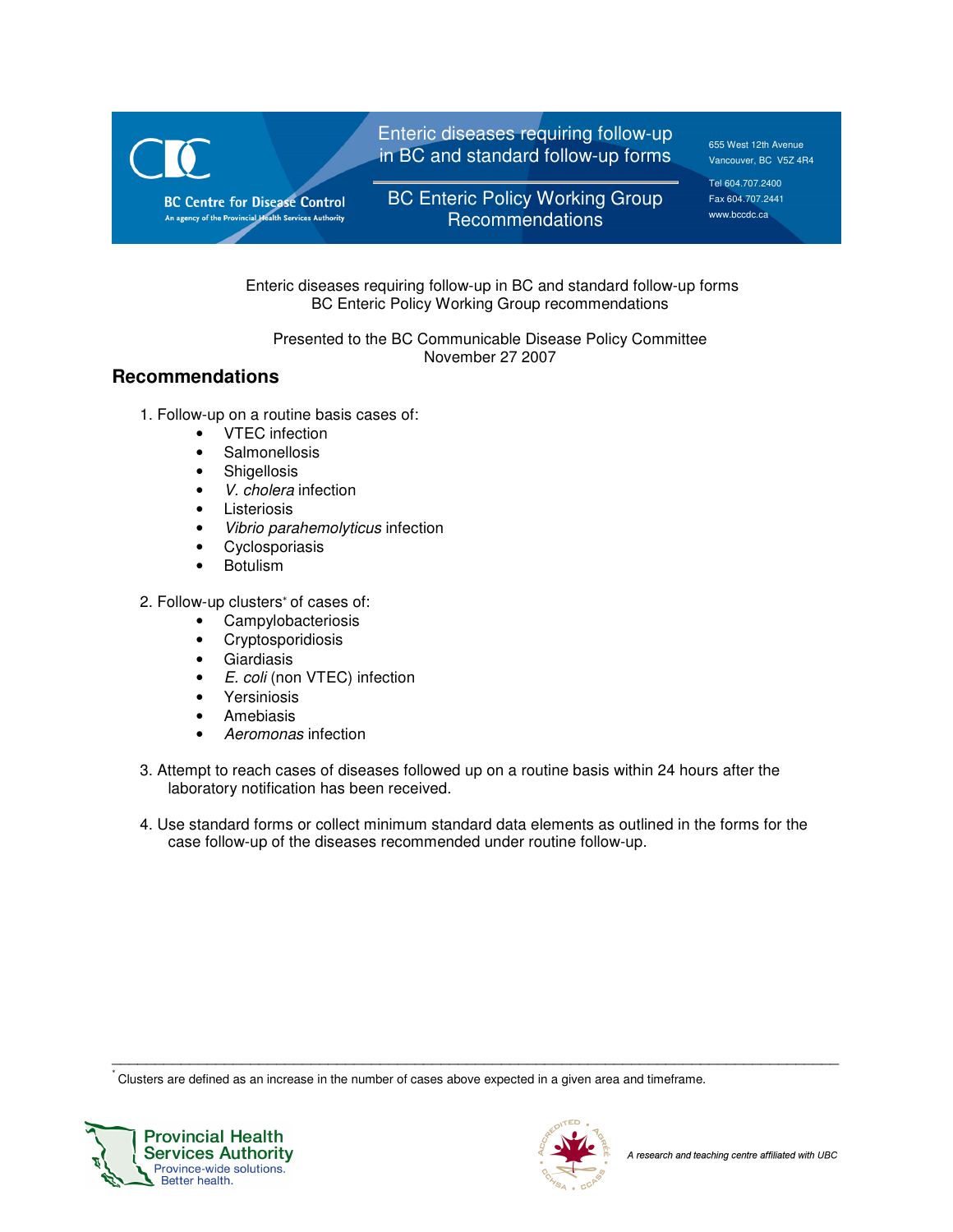Enteric diseases requiring follow-up in BC and standard follow-up forms
BC Enteric Policy Working Group recommendations

Presented to the BC Communicable Disease Policy Committee
November 27 2007

## Recommendations

1. Follow-up on a routine basis cases of:
   - VTEC infection
   - Salmonellosis
   - Shigellosis
   - *V. cholera* infection
   - Listeriosis
   - *Vibrio parahemolyticus* infection
   - Cyclosporiasis
   - Botulism

2. Follow-up clusters[*] of cases of:
   - Campylobacteriosis
   - Cryptosporidiosis
   - Giardiasis
   - *E. coli* (non VTEC) infection
   - Yersiniosis
   - Amebiasis
   - *Aeromonas* infection

3. Attempt to reach cases of diseases followed up on a routine basis within 24 hours after the laboratory notification has been received.

4. Use standard forms or collect minimum standard data elements as outlined in the forms for the case follow-up of the diseases recommended under routine follow-up.

---

[*] Clusters are defined as an increase in the number of cases above expected in a given area and timeframe.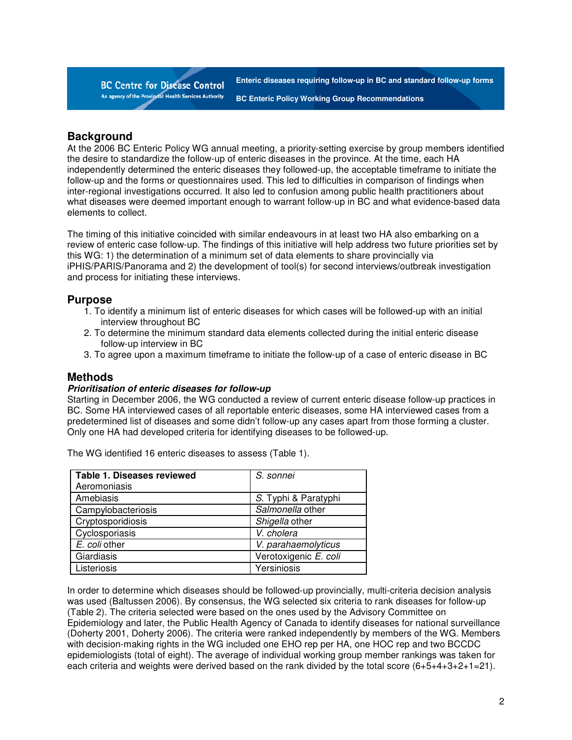## Background

At the 2006 BC Enteric Policy WG annual meeting, a priority-setting exercise by group members identified the desire to standardize the follow-up of enteric diseases in the province. At the time, each HA independently determined the enteric diseases they followed-up, the acceptable timeframe to initiate the follow-up and the forms or questionnaires used. This led to difficulties in comparison of findings when inter-regional investigations occurred. It also led to confusion among public health practitioners about what diseases were deemed important enough to warrant follow-up in BC and what evidence-based data elements to collect.

The timing of this initiative coincided with similar endeavours in at least two HA also embarking on a review of enteric case follow-up. The findings of this initiative will help address two future priorities set by this WG: 1) the determination of a minimum set of data elements to share provincially via iPHIS/PARIS/Panorama and 2) the development of tool(s) for second interviews/outbreak investigation and process for initiating these interviews.

## Purpose

1. To identify a minimum list of enteric diseases for which cases will be followed-up with an initial interview throughout BC
2. To determine the minimum standard data elements collected during the initial enteric disease follow-up interview in BC
3. To agree upon a maximum timeframe to initiate the follow-up of a case of enteric disease in BC

## Methods

### *Prioritisation of enteric diseases for follow-up*

Starting in December 2006, the WG conducted a review of current enteric disease follow-up practices in BC. Some HA interviewed cases of all reportable enteric diseases, some HA interviewed cases from a predetermined list of diseases and some didn't follow-up any cases apart from those forming a cluster. Only one HA had developed criteria for identifying diseases to be followed-up.

The WG identified 16 enteric diseases to assess (Table 1).

| **Table 1. Diseases reviewed** | |
|---|---|
| Aeromoniasis | *S. sonnei* |
| Amebiasis | *S.* Typhi & Paratyphi |
| Campylobacteriosis | *Salmonella* other |
| Cryptosporidiosis | *Shigella* other |
| Cyclosporiasis | *V. cholera* |
| *E. coli* other | *V. parahaemolyticus* |
| Giardiasis | Verotoxigenic *E. coli* |
| Listeriosis | Yersiniosis |

In order to determine which diseases should be followed-up provincially, multi-criteria decision analysis was used (Baltussen 2006). By consensus, the WG selected six criteria to rank diseases for follow-up (Table 2). The criteria selected were based on the ones used by the Advisory Committee on Epidemiology and later, the Public Health Agency of Canada to identify diseases for national surveillance (Doherty 2001, Doherty 2006). The criteria were ranked independently by members of the WG. Members with decision-making rights in the WG included one EHO rep per HA, one HOC rep and two BCCDC epidemiologists (total of eight). The average of individual working group member rankings was taken for each criteria and weights were derived based on the rank divided by the total score (6+5+4+3+2+1=21).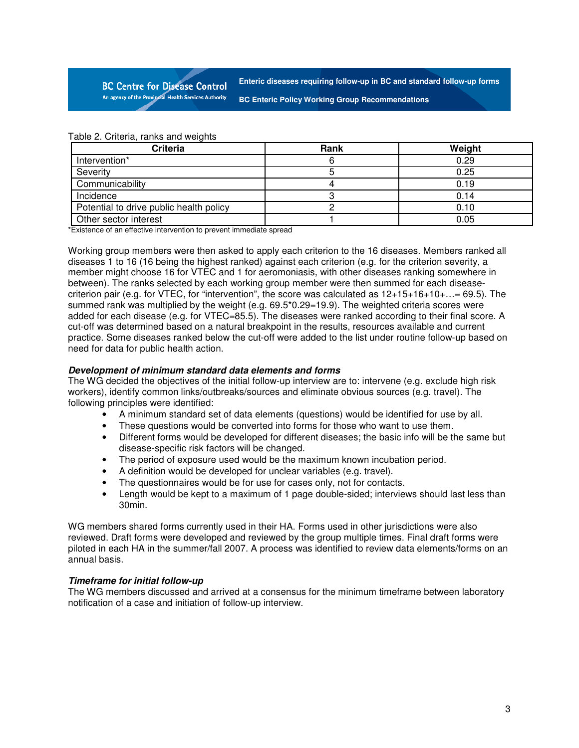Table 2. Criteria, ranks and weights

| Criteria | Rank | Weight |
|---|---|---|
| Intervention* | 6 | 0.29 |
| Severity | 5 | 0.25 |
| Communicability | 4 | 0.19 |
| Incidence | 3 | 0.14 |
| Potential to drive public health policy | 2 | 0.10 |
| Other sector interest | 1 | 0.05 |

*Existence of an effective intervention to prevent immediate spread

Working group members were then asked to apply each criterion to the 16 diseases. Members ranked all diseases 1 to 16 (16 being the highest ranked) against each criterion (e.g. for the criterion severity, a member might choose 16 for VTEC and 1 for aeromoniasis, with other diseases ranking somewhere in between). The ranks selected by each working group member were then summed for each disease-criterion pair (e.g. for VTEC, for "intervention", the score was calculated as 12+15+16+10+…= 69.5). The summed rank was multiplied by the weight (e.g. 69.5*0.29=19.9). The weighted criteria scores were added for each disease (e.g. for VTEC=85.5). The diseases were ranked according to their final score. A cut-off was determined based on a natural breakpoint in the results, resources available and current practice. Some diseases ranked below the cut-off were added to the list under routine follow-up based on need for data for public health action.

### *Development of minimum standard data elements and forms*

The WG decided the objectives of the initial follow-up interview are to: intervene (e.g. exclude high risk workers), identify common links/outbreaks/sources and eliminate obvious sources (e.g. travel). The following principles were identified:

- A minimum standard set of data elements (questions) would be identified for use by all.
- These questions would be converted into forms for those who want to use them.
- Different forms would be developed for different diseases; the basic info will be the same but disease-specific risk factors will be changed.
- The period of exposure used would be the maximum known incubation period.
- A definition would be developed for unclear variables (e.g. travel).
- The questionnaires would be for use for cases only, not for contacts.
- Length would be kept to a maximum of 1 page double-sided; interviews should last less than 30min.

WG members shared forms currently used in their HA. Forms used in other jurisdictions were also reviewed. Draft forms were developed and reviewed by the group multiple times. Final draft forms were piloted in each HA in the summer/fall 2007. A process was identified to review data elements/forms on an annual basis.

### *Timeframe for initial follow-up*

The WG members discussed and arrived at a consensus for the minimum timeframe between laboratory notification of a case and initiation of follow-up interview.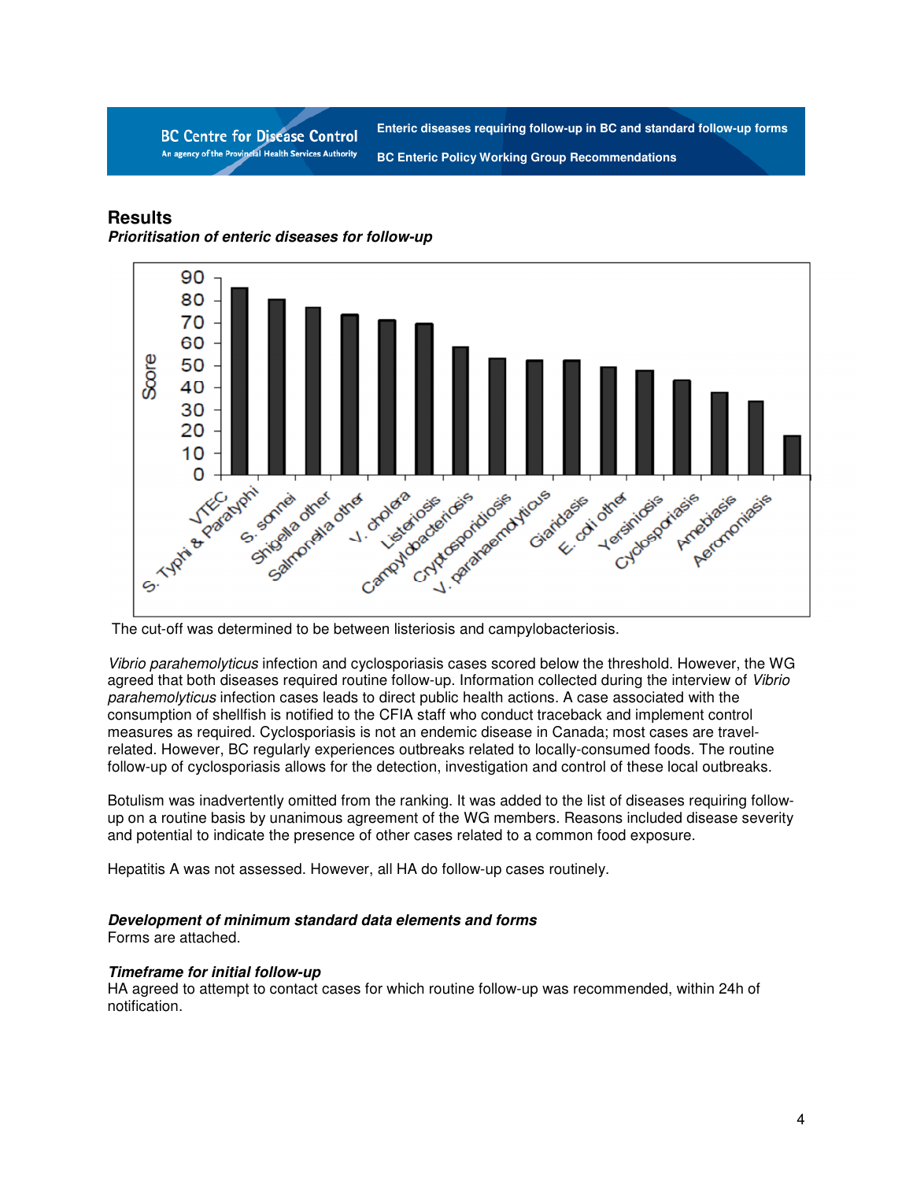## Results

### *Prioritisation of enteric diseases for follow-up*

The cut-off was determined to be between listeriosis and campylobacteriosis.

*Vibrio parahemolyticus* infection and cyclosporiasis cases scored below the threshold. However, the WG agreed that both diseases required routine follow-up. Information collected during the interview of *Vibrio parahemolyticus* infection cases leads to direct public health actions. A case associated with the consumption of shellfish is notified to the CFIA staff who conduct traceback and implement control measures as required. Cyclosporiasis is not an endemic disease in Canada; most cases are travel-related. However, BC regularly experiences outbreaks related to locally-consumed foods. The routine follow-up of cyclosporiasis allows for the detection, investigation and control of these local outbreaks.

Botulism was inadvertently omitted from the ranking. It was added to the list of diseases requiring follow-up on a routine basis by unanimous agreement of the WG members. Reasons included disease severity and potential to indicate the presence of other cases related to a common food exposure.

Hepatitis A was not assessed. However, all HA do follow-up cases routinely.

### *Development of minimum standard data elements and forms*

Forms are attached.

### *Timeframe for initial follow-up*

HA agreed to attempt to contact cases for which routine follow-up was recommended, within 24h of notification.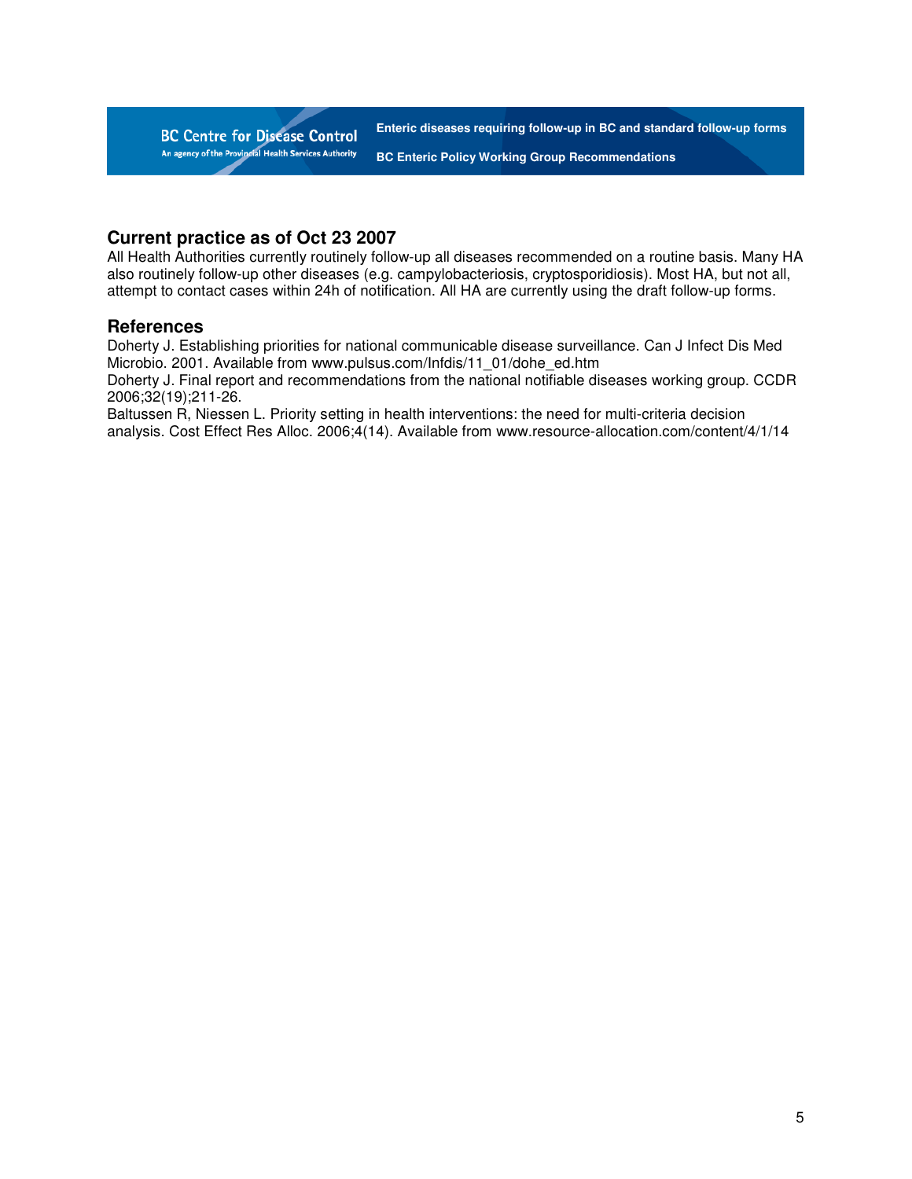## Current practice as of Oct 23 2007

All Health Authorities currently routinely follow-up all diseases recommended on a routine basis. Many HA also routinely follow-up other diseases (e.g. campylobacteriosis, cryptosporidiosis). Most HA, but not all, attempt to contact cases within 24h of notification. All HA are currently using the draft follow-up forms.

## References

Doherty J. Establishing priorities for national communicable disease surveillance. Can J Infect Dis Med Microbio. 2001. Available from www.pulsus.com/Infdis/11_01/dohe_ed.htm

Doherty J. Final report and recommendations from the national notifiable diseases working group. CCDR 2006;32(19);211-26.

Baltussen R, Niessen L. Priority setting in health interventions: the need for multi-criteria decision analysis. Cost Effect Res Alloc. 2006;4(14). Available from www.resource-allocation.com/content/4/1/14